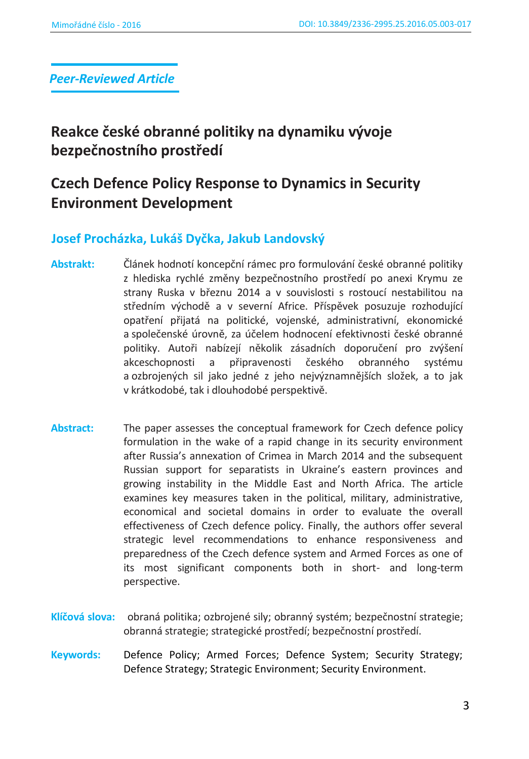*Peer-Reviewed Article*

# Reakce české obranné politiky na dynamiku vývoje bezpečnostního prostředí

# Czech Defence Policy Response to Dynamics in Security Environment Development

**Josef Procházka, Lukáš Dyčka, Jakub Landovský**

**Abstrakt:** Článek hodnotí koncepční rámec pro formulování české obranné politiky z hlediska rychlé změny bezpečnostního prostředí po anexi Krymu ze strany Ruska v březnu 2014 a v souvislosti s rostoucí nestabilitou na středním východě a v severní Africe. Příspěvek posuzuje rozhodující opatření přijatá na politické, vojenské, administrativní, ekonomické a společenské úrovni, za účelem hodnocení efektivnosti české obranné politiky. Autoři nabízejí několik zásadních doporučení pro zvýšení akceschopnosti a připravenosti českého obranného systému a ozbrojených sil jako jedné z jeho nejvýznamnějších složek, a to jak v krátkodobé, tak i dlouhodobé perspektivě.

**Abstract:** The paper assesses the conceptual framework for Czech defence policy formulation in the wake of a rapid change in its security environment after Russia's annexation of Crimea in March 2014 and the subsequent Russian support for separatists in Ukraine's eastern provinces and growing instability in the Middle East and North Africa. The article examines key measures taken in the political, military, administrative, economical and societal domains in order to evaluate the overall effectiveness of Czech defence policy. Finally, the authors offer several strategic level recommendations to enhance responsiveness and preparedness of the Czech defence system and Armed Forces as one of its most significant components both in short- and long-term perspective.

**Klíčová slova:** obraná politika; ozbrojené sily; obranný systém; bezpečnostní strategie; obranná strategie; strategické prostředí; bezpečnostní prostředí.

**Keywords:** Defence Policy; Armed Forces; Defence System; Security Strategy; Defence Strategy; Strategic Environment; Security Environment.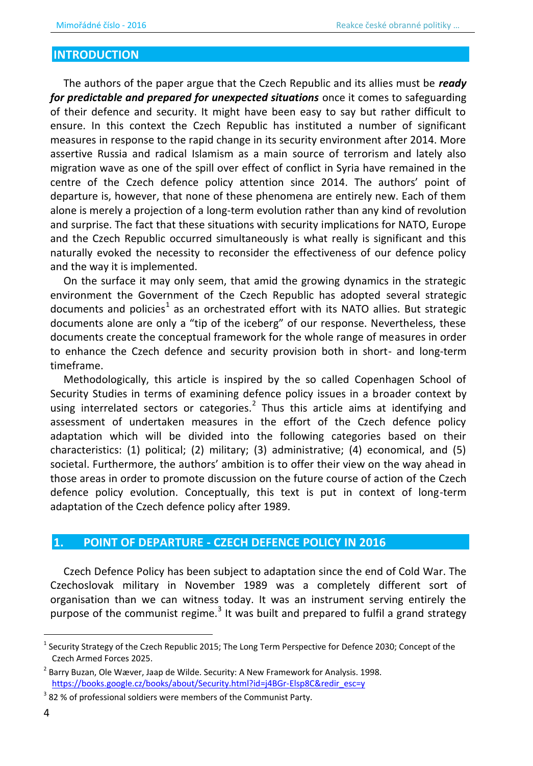## INTRODUCTION

The authors of the paper argue that the Czech Republic and its allies must be ***ready for predictable and prepared for unexpected situations*** once it comes to safeguarding of their defence and security. It might have been easy to say but rather difficult to ensure. In this context the Czech Republic has instituted a number of significant measures in response to the rapid change in its security environment after 2014. More assertive Russia and radical Islamism as a main source of terrorism and lately also migration wave as one of the spill over effect of conflict in Syria have remained in the centre of the Czech defence policy attention since 2014. The authors' point of departure is, however, that none of these phenomena are entirely new. Each of them alone is merely a projection of a long-term evolution rather than any kind of revolution and surprise. The fact that these situations with security implications for NATO, Europe and the Czech Republic occurred simultaneously is what really is significant and this naturally evoked the necessity to reconsider the effectiveness of our defence policy and the way it is implemented.

On the surface it may only seem, that amid the growing dynamics in the strategic environment the Government of the Czech Republic has adopted several strategic documents and policies[1] as an orchestrated effort with its NATO allies. But strategic documents alone are only a "tip of the iceberg" of our response. Nevertheless, these documents create the conceptual framework for the whole range of measures in order to enhance the Czech defence and security provision both in short- and long-term timeframe.

Methodologically, this article is inspired by the so called Copenhagen School of Security Studies in terms of examining defence policy issues in a broader context by using interrelated sectors or categories.[2] Thus this article aims at identifying and assessment of undertaken measures in the effort of the Czech defence policy adaptation which will be divided into the following categories based on their characteristics: (1) political; (2) military; (3) administrative; (4) economical, and (5) societal. Furthermore, the authors' ambition is to offer their view on the way ahead in those areas in order to promote discussion on the future course of action of the Czech defence policy evolution. Conceptually, this text is put in context of long-term adaptation of the Czech defence policy after 1989.

## 1. POINT OF DEPARTURE - CZECH DEFENCE POLICY IN 2016

Czech Defence Policy has been subject to adaptation since the end of Cold War. The Czechoslovak military in November 1989 was a completely different sort of organisation than we can witness today. It was an instrument serving entirely the purpose of the communist regime.[3] It was built and prepared to fulfil a grand strategy

---

[1] Security Strategy of the Czech Republic 2015; The Long Term Perspective for Defence 2030; Concept of the Czech Armed Forces 2025.

[2] Barry Buzan, Ole Wæver, Jaap de Wilde. Security: A New Framework for Analysis. 1998. https://books.google.cz/books/about/Security.html?id=j4BGr-Elsp8C&redir_esc=y

[3] 82 % of professional soldiers were members of the Communist Party.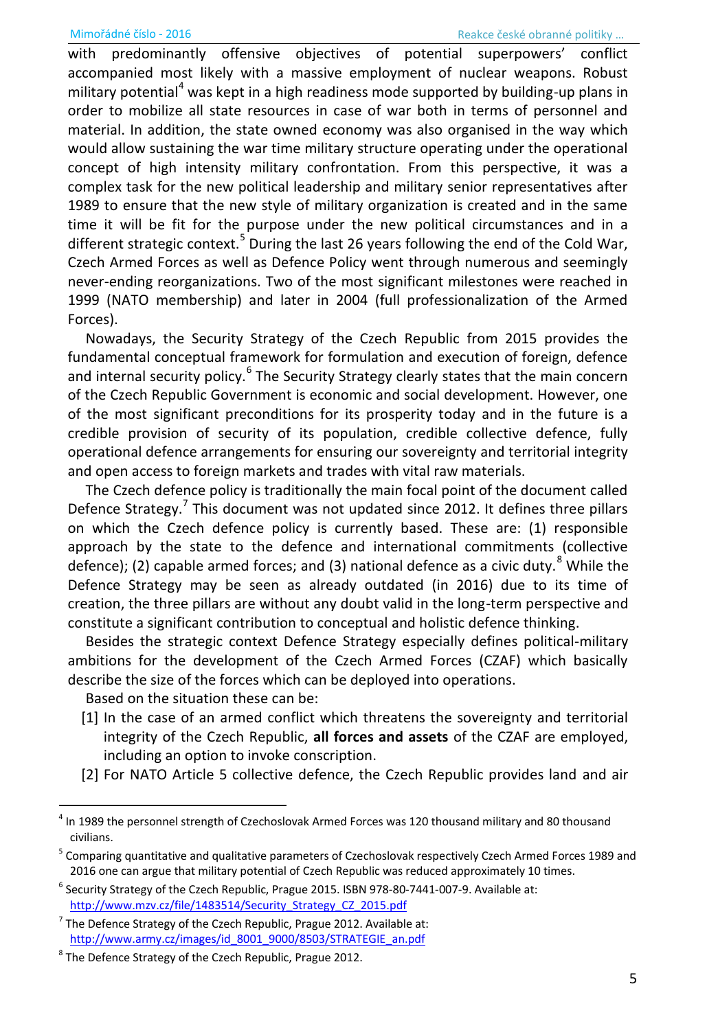with predominantly offensive objectives of potential superpowers' conflict accompanied most likely with a massive employment of nuclear weapons. Robust military potential[4] was kept in a high readiness mode supported by building-up plans in order to mobilize all state resources in case of war both in terms of personnel and material. In addition, the state owned economy was also organised in the way which would allow sustaining the war time military structure operating under the operational concept of high intensity military confrontation. From this perspective, it was a complex task for the new political leadership and military senior representatives after 1989 to ensure that the new style of military organization is created and in the same time it will be fit for the purpose under the new political circumstances and in a different strategic context.[5] During the last 26 years following the end of the Cold War, Czech Armed Forces as well as Defence Policy went through numerous and seemingly never-ending reorganizations. Two of the most significant milestones were reached in 1999 (NATO membership) and later in 2004 (full professionalization of the Armed Forces).

Nowadays, the Security Strategy of the Czech Republic from 2015 provides the fundamental conceptual framework for formulation and execution of foreign, defence and internal security policy.[6] The Security Strategy clearly states that the main concern of the Czech Republic Government is economic and social development. However, one of the most significant preconditions for its prosperity today and in the future is a credible provision of security of its population, credible collective defence, fully operational defence arrangements for ensuring our sovereignty and territorial integrity and open access to foreign markets and trades with vital raw materials.

The Czech defence policy is traditionally the main focal point of the document called Defence Strategy.[7] This document was not updated since 2012. It defines three pillars on which the Czech defence policy is currently based. These are: (1) responsible approach by the state to the defence and international commitments (collective defence); (2) capable armed forces; and (3) national defence as a civic duty.[8] While the Defence Strategy may be seen as already outdated (in 2016) due to its time of creation, the three pillars are without any doubt valid in the long-term perspective and constitute a significant contribution to conceptual and holistic defence thinking.

Besides the strategic context Defence Strategy especially defines political-military ambitions for the development of the Czech Armed Forces (CZAF) which basically describe the size of the forces which can be deployed into operations.

Based on the situation these can be:

[1] In the case of an armed conflict which threatens the sovereignty and territorial integrity of the Czech Republic, **all forces and assets** of the CZAF are employed, including an option to invoke conscription.

[2] For NATO Article 5 collective defence, the Czech Republic provides land and air

---

[4] In 1989 the personnel strength of Czechoslovak Armed Forces was 120 thousand military and 80 thousand civilians.

[5] Comparing quantitative and qualitative parameters of Czechoslovak respectively Czech Armed Forces 1989 and 2016 one can argue that military potential of Czech Republic was reduced approximately 10 times.

[6] Security Strategy of the Czech Republic, Prague 2015. ISBN 978-80-7441-007-9. Available at: http://www.mzv.cz/file/1483514/Security_Strategy_CZ_2015.pdf

[7] The Defence Strategy of the Czech Republic, Prague 2012. Available at: http://www.army.cz/images/id_8001_9000/8503/STRATEGIE_an.pdf

[8] The Defence Strategy of the Czech Republic, Prague 2012.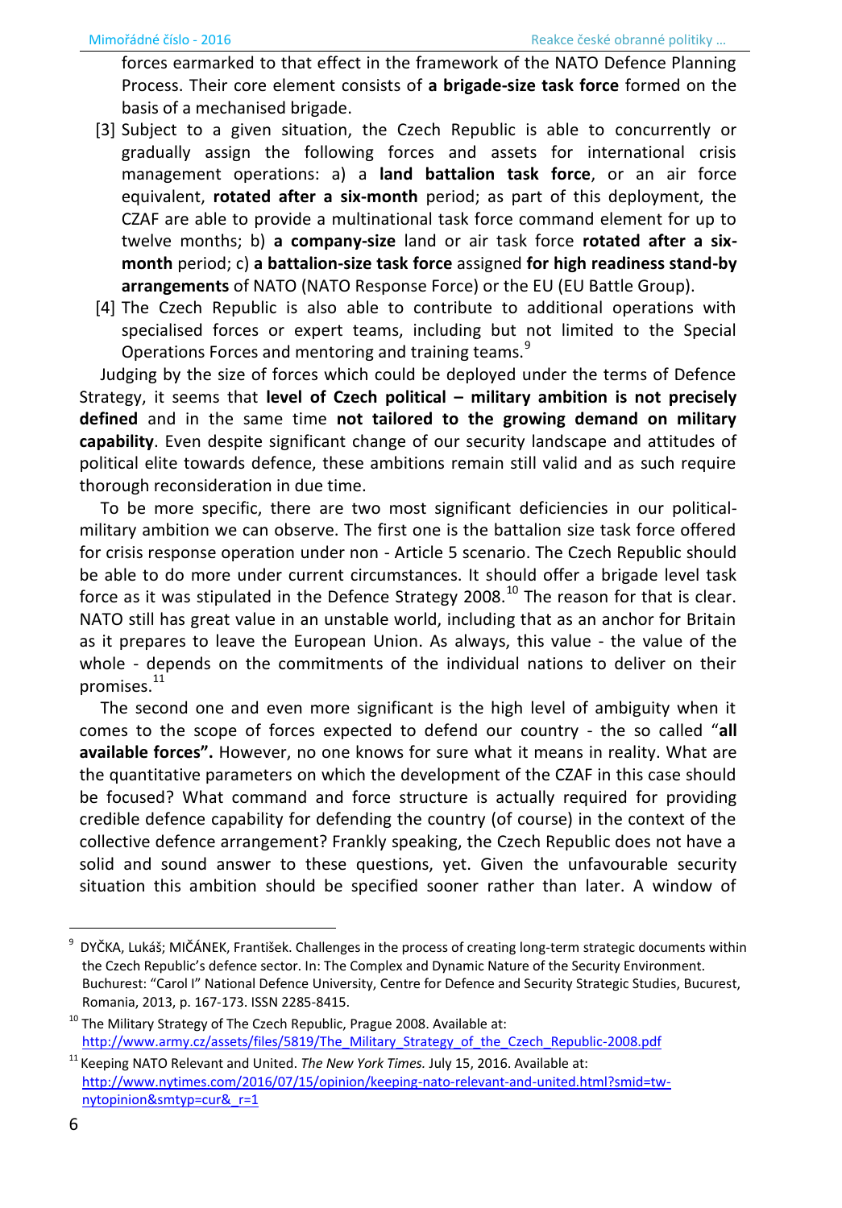forces earmarked to that effect in the framework of the NATO Defence Planning Process. Their core element consists of **a brigade-size task force** formed on the basis of a mechanised brigade.

[3] Subject to a given situation, the Czech Republic is able to concurrently or gradually assign the following forces and assets for international crisis management operations: a) a **land battalion task force**, or an air force equivalent, **rotated after a six-month** period; as part of this deployment, the CZAF are able to provide a multinational task force command element for up to twelve months; b) **a company-size** land or air task force **rotated after a six-month** period; c) **a battalion-size task force** assigned **for high readiness stand-by arrangements** of NATO (NATO Response Force) or the EU (EU Battle Group).

[4] The Czech Republic is also able to contribute to additional operations with specialised forces or expert teams, including but not limited to the Special Operations Forces and mentoring and training teams.[9]

Judging by the size of forces which could be deployed under the terms of Defence Strategy, it seems that **level of Czech political – military ambition is not precisely defined** and in the same time **not tailored to the growing demand on military capability**. Even despite significant change of our security landscape and attitudes of political elite towards defence, these ambitions remain still valid and as such require thorough reconsideration in due time.

To be more specific, there are two most significant deficiencies in our political-military ambition we can observe. The first one is the battalion size task force offered for crisis response operation under non - Article 5 scenario. The Czech Republic should be able to do more under current circumstances. It should offer a brigade level task force as it was stipulated in the Defence Strategy 2008.[10] The reason for that is clear. NATO still has great value in an unstable world, including that as an anchor for Britain as it prepares to leave the European Union. As always, this value - the value of the whole - depends on the commitments of the individual nations to deliver on their promises.[11]

The second one and even more significant is the high level of ambiguity when it comes to the scope of forces expected to defend our country - the so called "**all available forces".** However, no one knows for sure what it means in reality. What are the quantitative parameters on which the development of the CZAF in this case should be focused? What command and force structure is actually required for providing credible defence capability for defending the country (of course) in the context of the collective defence arrangement? Frankly speaking, the Czech Republic does not have a solid and sound answer to these questions, yet. Given the unfavourable security situation this ambition should be specified sooner rather than later. A window of

---

[9] DYČKA, Lukáš; MIČÁNEK, František. Challenges in the process of creating long-term strategic documents within the Czech Republic's defence sector. In: The Complex and Dynamic Nature of the Security Environment. Buchurest: "Carol I" National Defence University, Centre for Defence and Security Strategic Studies, Bucurest, Romania, 2013, p. 167-173. ISSN 2285-8415.

[10] The Military Strategy of The Czech Republic, Prague 2008. Available at: http://www.army.cz/assets/files/5819/The_Military_Strategy_of_the_Czech_Republic-2008.pdf

[11] Keeping NATO Relevant and United. *The New York Times.* July 15, 2016. Available at: http://www.nytimes.com/2016/07/15/opinion/keeping-nato-relevant-and-united.html?smid=tw-nytopinion&smtyp=cur&_r=1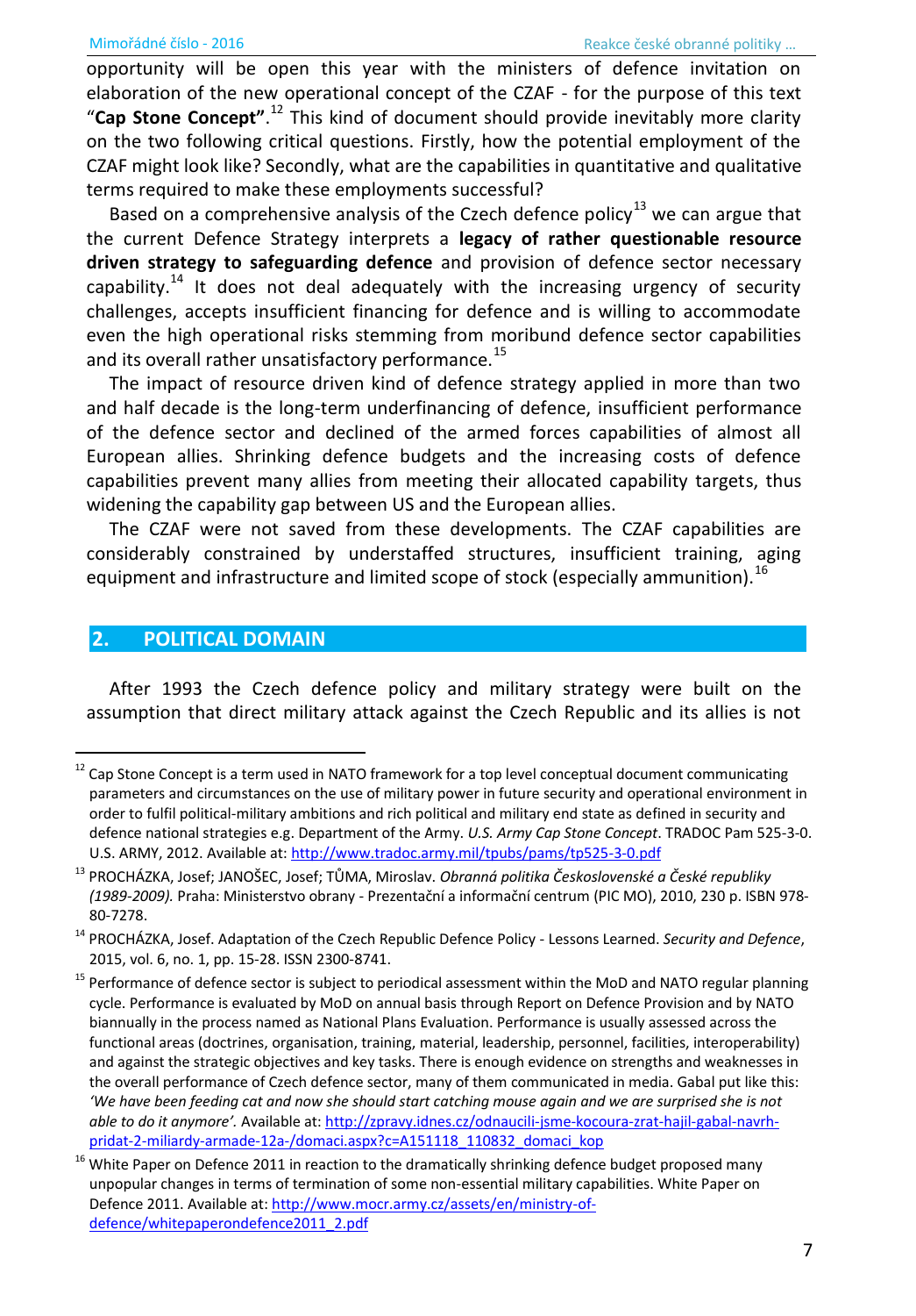opportunity will be open this year with the ministers of defence invitation on elaboration of the new operational concept of the CZAF - for the purpose of this text "**Cap Stone Concept"**.[12] This kind of document should provide inevitably more clarity on the two following critical questions. Firstly, how the potential employment of the CZAF might look like? Secondly, what are the capabilities in quantitative and qualitative terms required to make these employments successful?

Based on a comprehensive analysis of the Czech defence policy[13] we can argue that the current Defence Strategy interprets a **legacy of rather questionable resource driven strategy to safeguarding defence** and provision of defence sector necessary capability.[14] It does not deal adequately with the increasing urgency of security challenges, accepts insufficient financing for defence and is willing to accommodate even the high operational risks stemming from moribund defence sector capabilities and its overall rather unsatisfactory performance.[15]

The impact of resource driven kind of defence strategy applied in more than two and half decade is the long-term underfinancing of defence, insufficient performance of the defence sector and declined of the armed forces capabilities of almost all European allies. Shrinking defence budgets and the increasing costs of defence capabilities prevent many allies from meeting their allocated capability targets, thus widening the capability gap between US and the European allies.

The CZAF were not saved from these developments. The CZAF capabilities are considerably constrained by understaffed structures, insufficient training, aging equipment and infrastructure and limited scope of stock (especially ammunition).[16]

## 2. POLITICAL DOMAIN

After 1993 the Czech defence policy and military strategy were built on the assumption that direct military attack against the Czech Republic and its allies is not

---

[12] Cap Stone Concept is a term used in NATO framework for a top level conceptual document communicating parameters and circumstances on the use of military power in future security and operational environment in order to fulfil political-military ambitions and rich political and military end state as defined in security and defence national strategies e.g. Department of the Army. *U.S. Army Cap Stone Concept*. TRADOC Pam 525-3-0. U.S. ARMY, 2012. Available at: http://www.tradoc.army.mil/tpubs/pams/tp525-3-0.pdf

[13] PROCHÁZKA, Josef; JANOŠEC, Josef; TŮMA, Miroslav. *Obranná politika Československé a České republiky (1989-2009).* Praha: Ministerstvo obrany - Prezentační a informační centrum (PIC MO), 2010, 230 p. ISBN 978-80-7278.

[14] PROCHÁZKA, Josef. Adaptation of the Czech Republic Defence Policy - Lessons Learned. *Security and Defence*, 2015, vol. 6, no. 1, pp. 15-28. ISSN 2300-8741.

[15] Performance of defence sector is subject to periodical assessment within the MoD and NATO regular planning cycle. Performance is evaluated by MoD on annual basis through Report on Defence Provision and by NATO biannually in the process named as National Plans Evaluation. Performance is usually assessed across the functional areas (doctrines, organisation, training, material, leadership, personnel, facilities, interoperability) and against the strategic objectives and key tasks. There is enough evidence on strengths and weaknesses in the overall performance of Czech defence sector, many of them communicated in media. Gabal put like this: *'We have been feeding cat and now she should start catching mouse again and we are surprised she is not able to do it anymore'.* Available at: http://zpravy.idnes.cz/odnaucili-jsme-kocoura-zrat-hajil-gabal-navrh-pridat-2-miliardy-armade-12a-/domaci.aspx?c=A151118_110832_domaci_kop

[16] White Paper on Defence 2011 in reaction to the dramatically shrinking defence budget proposed many unpopular changes in terms of termination of some non-essential military capabilities. White Paper on Defence 2011. Available at: http://www.mocr.army.cz/assets/en/ministry-of-defence/whitepaperondefence2011_2.pdf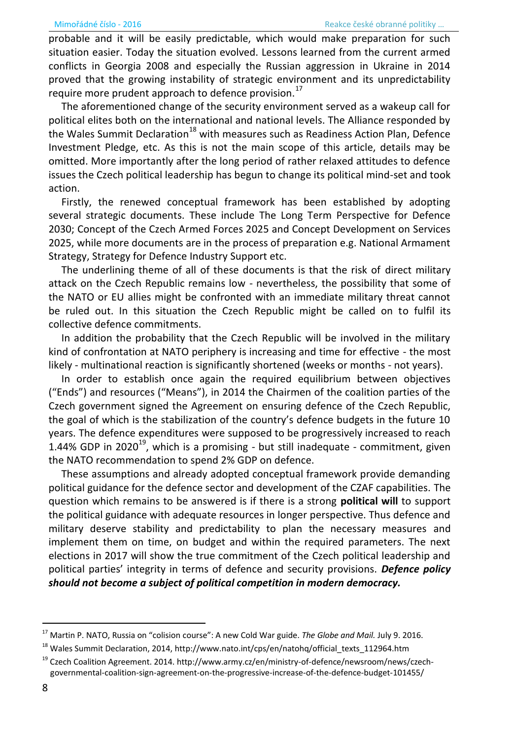probable and it will be easily predictable, which would make preparation for such situation easier. Today the situation evolved. Lessons learned from the current armed conflicts in Georgia 2008 and especially the Russian aggression in Ukraine in 2014 proved that the growing instability of strategic environment and its unpredictability require more prudent approach to defence provision.[17]

The aforementioned change of the security environment served as a wakeup call for political elites both on the international and national levels. The Alliance responded by the Wales Summit Declaration[18] with measures such as Readiness Action Plan, Defence Investment Pledge, etc. As this is not the main scope of this article, details may be omitted. More importantly after the long period of rather relaxed attitudes to defence issues the Czech political leadership has begun to change its political mind-set and took action.

Firstly, the renewed conceptual framework has been established by adopting several strategic documents. These include The Long Term Perspective for Defence 2030; Concept of the Czech Armed Forces 2025 and Concept Development on Services 2025, while more documents are in the process of preparation e.g. National Armament Strategy, Strategy for Defence Industry Support etc.

The underlining theme of all of these documents is that the risk of direct military attack on the Czech Republic remains low - nevertheless, the possibility that some of the NATO or EU allies might be confronted with an immediate military threat cannot be ruled out. In this situation the Czech Republic might be called on to fulfil its collective defence commitments.

In addition the probability that the Czech Republic will be involved in the military kind of confrontation at NATO periphery is increasing and time for effective - the most likely - multinational reaction is significantly shortened (weeks or months - not years).

In order to establish once again the required equilibrium between objectives ("Ends") and resources ("Means"), in 2014 the Chairmen of the coalition parties of the Czech government signed the Agreement on ensuring defence of the Czech Republic, the goal of which is the stabilization of the country's defence budgets in the future 10 years. The defence expenditures were supposed to be progressively increased to reach 1.44% GDP in 2020[19], which is a promising - but still inadequate - commitment, given the NATO recommendation to spend 2% GDP on defence.

These assumptions and already adopted conceptual framework provide demanding political guidance for the defence sector and development of the CZAF capabilities. The question which remains to be answered is if there is a strong **political will** to support the political guidance with adequate resources in longer perspective. Thus defence and military deserve stability and predictability to plan the necessary measures and implement them on time, on budget and within the required parameters. The next elections in 2017 will show the true commitment of the Czech political leadership and political parties' integrity in terms of defence and security provisions. ***Defence policy should not become a subject of political competition in modern democracy.***

---

[17] Martin P. NATO, Russia on "colision course": A new Cold War guide. *The Globe and Mail.* July 9. 2016.

[18] Wales Summit Declaration, 2014, http://www.nato.int/cps/en/natohq/official_texts_112964.htm

[19] Czech Coalition Agreement. 2014. http://www.army.cz/en/ministry-of-defence/newsroom/news/czech-governmental-coalition-sign-agreement-on-the-progressive-increase-of-the-defence-budget-101455/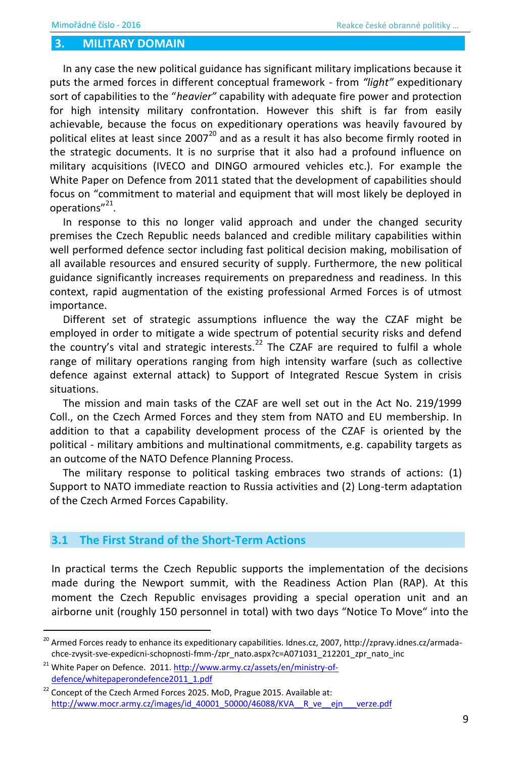## 3. MILITARY DOMAIN

In any case the new political guidance has significant military implications because it puts the armed forces in different conceptual framework - from *"light"* expeditionary sort of capabilities to the "*heavier"* capability with adequate fire power and protection for high intensity military confrontation. However this shift is far from easily achievable, because the focus on expeditionary operations was heavily favoured by political elites at least since 2007[20] and as a result it has also become firmly rooted in the strategic documents. It is no surprise that it also had a profound influence on military acquisitions (IVECO and DINGO armoured vehicles etc.). For example the White Paper on Defence from 2011 stated that the development of capabilities should focus on "commitment to material and equipment that will most likely be deployed in operations"[21].

In response to this no longer valid approach and under the changed security premises the Czech Republic needs balanced and credible military capabilities within well performed defence sector including fast political decision making, mobilisation of all available resources and ensured security of supply. Furthermore, the new political guidance significantly increases requirements on preparedness and readiness. In this context, rapid augmentation of the existing professional Armed Forces is of utmost importance.

Different set of strategic assumptions influence the way the CZAF might be employed in order to mitigate a wide spectrum of potential security risks and defend the country's vital and strategic interests.[22] The CZAF are required to fulfil a whole range of military operations ranging from high intensity warfare (such as collective defence against external attack) to Support of Integrated Rescue System in crisis situations.

The mission and main tasks of the CZAF are well set out in the Act No. 219/1999 Coll., on the Czech Armed Forces and they stem from NATO and EU membership. In addition to that a capability development process of the CZAF is oriented by the political - military ambitions and multinational commitments, e.g. capability targets as an outcome of the NATO Defence Planning Process.

The military response to political tasking embraces two strands of actions: (1) Support to NATO immediate reaction to Russia activities and (2) Long-term adaptation of the Czech Armed Forces Capability.

### 3.1 The First Strand of the Short-Term Actions

In practical terms the Czech Republic supports the implementation of the decisions made during the Newport summit, with the Readiness Action Plan (RAP). At this moment the Czech Republic envisages providing a special operation unit and an airborne unit (roughly 150 personnel in total) with two days "Notice To Move" into the

---

[20] Armed Forces ready to enhance its expeditionary capabilities. Idnes.cz, 2007, http://zpravy.idnes.cz/armada-chce-zvysit-sve-expedicni-schopnosti-fmm-/zpr_nato.aspx?c=A071031_212201_zpr_nato_inc

[21] White Paper on Defence. 2011. http://www.army.cz/assets/en/ministry-of-defence/whitepaperondefence2011_1.pdf

[22] Concept of the Czech Armed Forces 2025. MoD, Prague 2015. Available at: http://www.mocr.army.cz/images/id_40001_50000/46088/KVA__R_ve__ejn___verze.pdf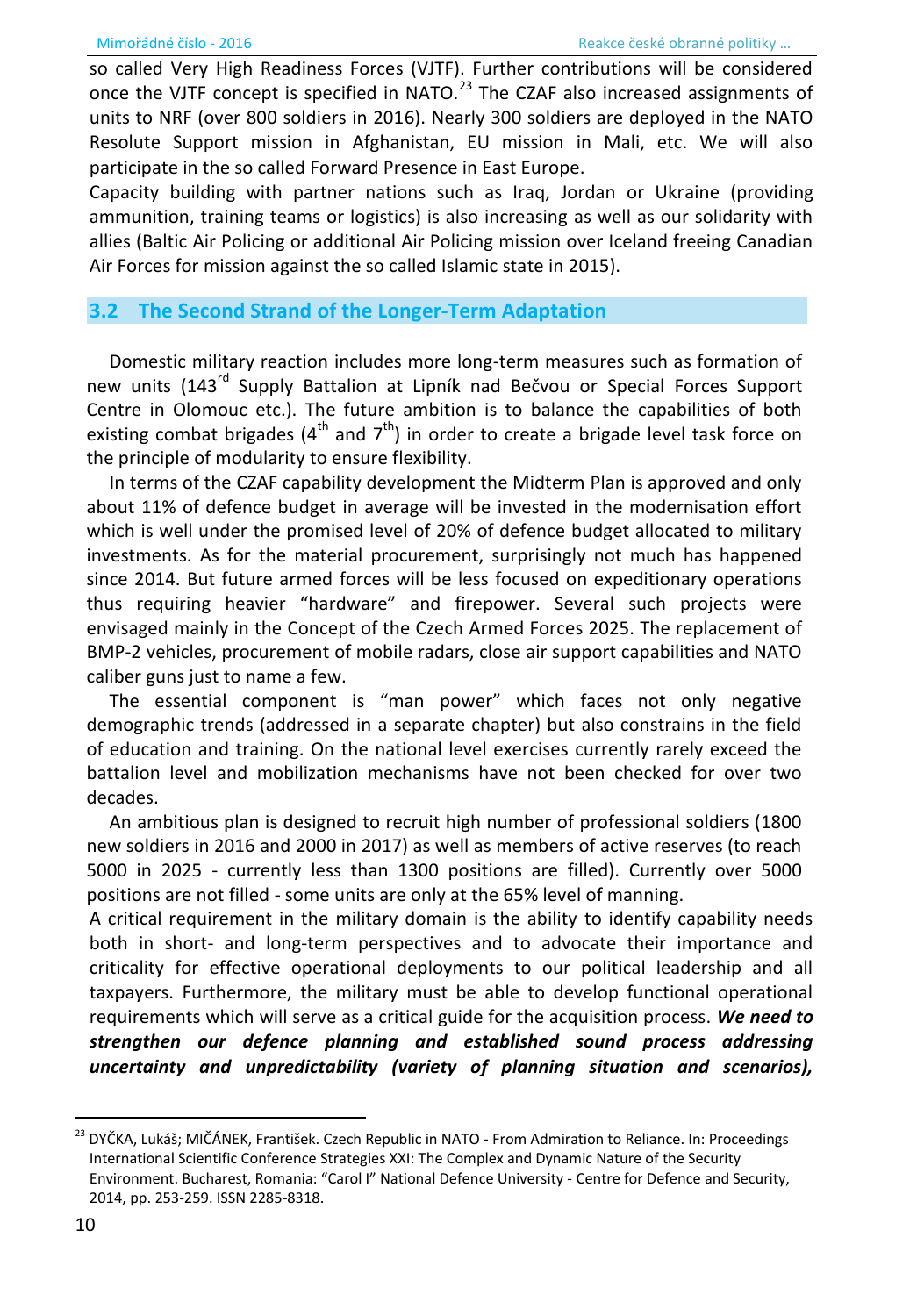so called Very High Readiness Forces (VJTF). Further contributions will be considered once the VJTF concept is specified in NATO.[23] The CZAF also increased assignments of units to NRF (over 800 soldiers in 2016). Nearly 300 soldiers are deployed in the NATO Resolute Support mission in Afghanistan, EU mission in Mali, etc. We will also participate in the so called Forward Presence in East Europe.

Capacity building with partner nations such as Iraq, Jordan or Ukraine (providing ammunition, training teams or logistics) is also increasing as well as our solidarity with allies (Baltic Air Policing or additional Air Policing mission over Iceland freeing Canadian Air Forces for mission against the so called Islamic state in 2015).

## 3.2 The Second Strand of the Longer-Term Adaptation

Domestic military reaction includes more long-term measures such as formation of new units (143rd Supply Battalion at Lipník nad Bečvou or Special Forces Support Centre in Olomouc etc.). The future ambition is to balance the capabilities of both existing combat brigades (4th and 7th) in order to create a brigade level task force on the principle of modularity to ensure flexibility.

In terms of the CZAF capability development the Midterm Plan is approved and only about 11% of defence budget in average will be invested in the modernisation effort which is well under the promised level of 20% of defence budget allocated to military investments. As for the material procurement, surprisingly not much has happened since 2014. But future armed forces will be less focused on expeditionary operations thus requiring heavier "hardware" and firepower. Several such projects were envisaged mainly in the Concept of the Czech Armed Forces 2025. The replacement of BMP-2 vehicles, procurement of mobile radars, close air support capabilities and NATO caliber guns just to name a few.

The essential component is "man power" which faces not only negative demographic trends (addressed in a separate chapter) but also constrains in the field of education and training. On the national level exercises currently rarely exceed the battalion level and mobilization mechanisms have not been checked for over two decades.

An ambitious plan is designed to recruit high number of professional soldiers (1800 new soldiers in 2016 and 2000 in 2017) as well as members of active reserves (to reach 5000 in 2025 - currently less than 1300 positions are filled). Currently over 5000 positions are not filled - some units are only at the 65% level of manning.

A critical requirement in the military domain is the ability to identify capability needs both in short- and long-term perspectives and to advocate their importance and criticality for effective operational deployments to our political leadership and all taxpayers. Furthermore, the military must be able to develop functional operational requirements which will serve as a critical guide for the acquisition process. ***We need to strengthen our defence planning and established sound process addressing uncertainty and unpredictability (variety of planning situation and scenarios),***

---

[23] DYČKA, Lukáš; MIČÁNEK, František. Czech Republic in NATO - From Admiration to Reliance. In: Proceedings International Scientific Conference Strategies XXI: The Complex and Dynamic Nature of the Security Environment. Bucharest, Romania: "Carol I" National Defence University - Centre for Defence and Security, 2014, pp. 253-259. ISSN 2285-8318.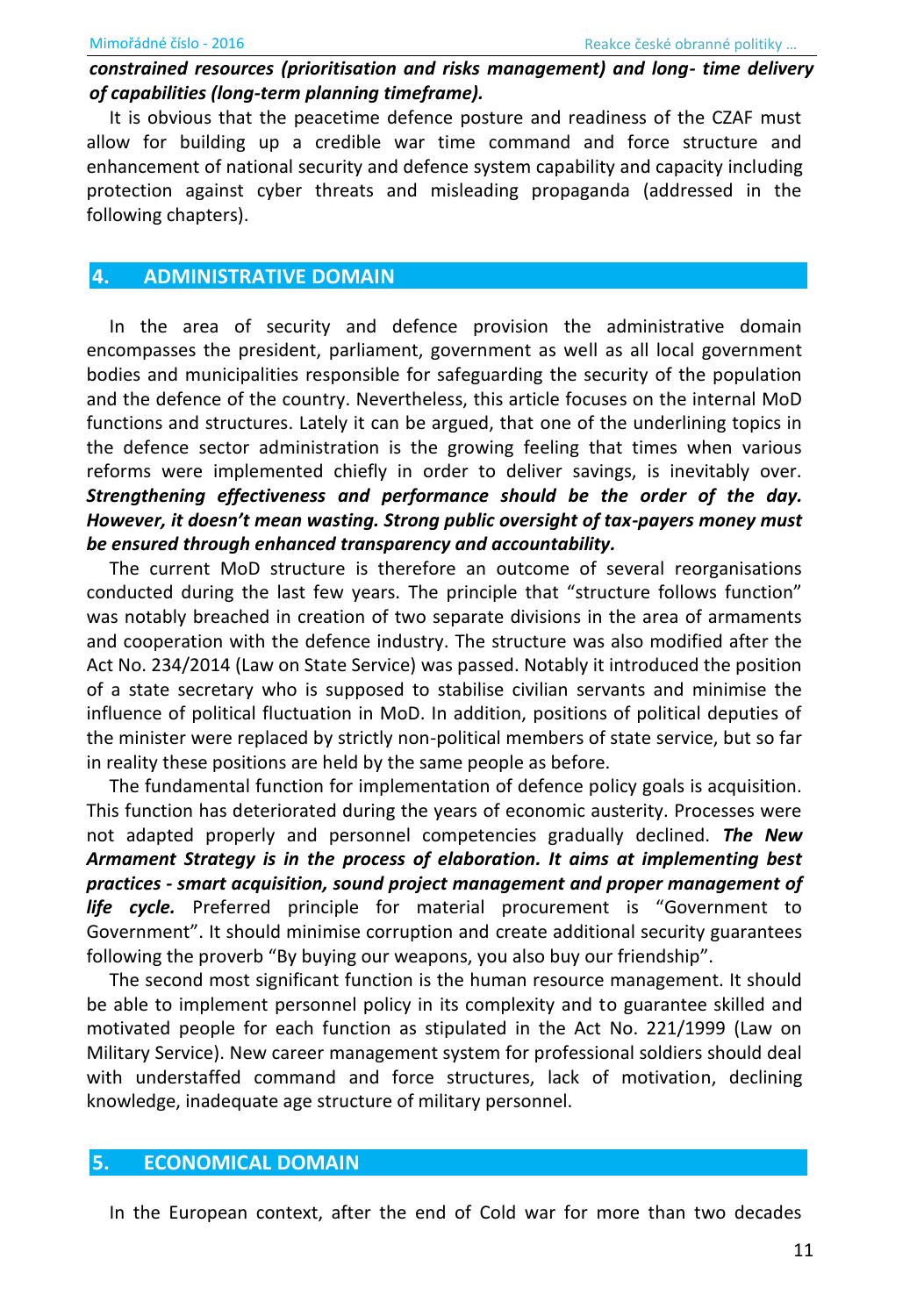***constrained resources (prioritisation and risks management) and long- time delivery of capabilities (long-term planning timeframe).***

It is obvious that the peacetime defence posture and readiness of the CZAF must allow for building up a credible war time command and force structure and enhancement of national security and defence system capability and capacity including protection against cyber threats and misleading propaganda (addressed in the following chapters).

## 4. ADMINISTRATIVE DOMAIN

In the area of security and defence provision the administrative domain encompasses the president, parliament, government as well as all local government bodies and municipalities responsible for safeguarding the security of the population and the defence of the country. Nevertheless, this article focuses on the internal MoD functions and structures. Lately it can be argued, that one of the underlining topics in the defence sector administration is the growing feeling that times when various reforms were implemented chiefly in order to deliver savings, is inevitably over. ***Strengthening effectiveness and performance should be the order of the day. However, it doesn't mean wasting. Strong public oversight of tax-payers money must be ensured through enhanced transparency and accountability.***

The current MoD structure is therefore an outcome of several reorganisations conducted during the last few years. The principle that "structure follows function" was notably breached in creation of two separate divisions in the area of armaments and cooperation with the defence industry. The structure was also modified after the Act No. 234/2014 (Law on State Service) was passed. Notably it introduced the position of a state secretary who is supposed to stabilise civilian servants and minimise the influence of political fluctuation in MoD. In addition, positions of political deputies of the minister were replaced by strictly non-political members of state service, but so far in reality these positions are held by the same people as before.

The fundamental function for implementation of defence policy goals is acquisition. This function has deteriorated during the years of economic austerity. Processes were not adapted properly and personnel competencies gradually declined. ***The New Armament Strategy is in the process of elaboration. It aims at implementing best practices - smart acquisition, sound project management and proper management of life cycle.*** Preferred principle for material procurement is "Government to Government". It should minimise corruption and create additional security guarantees following the proverb "By buying our weapons, you also buy our friendship".

The second most significant function is the human resource management. It should be able to implement personnel policy in its complexity and to guarantee skilled and motivated people for each function as stipulated in the Act No. 221/1999 (Law on Military Service). New career management system for professional soldiers should deal with understaffed command and force structures, lack of motivation, declining knowledge, inadequate age structure of military personnel.

## 5. ECONOMICAL DOMAIN

In the European context, after the end of Cold war for more than two decades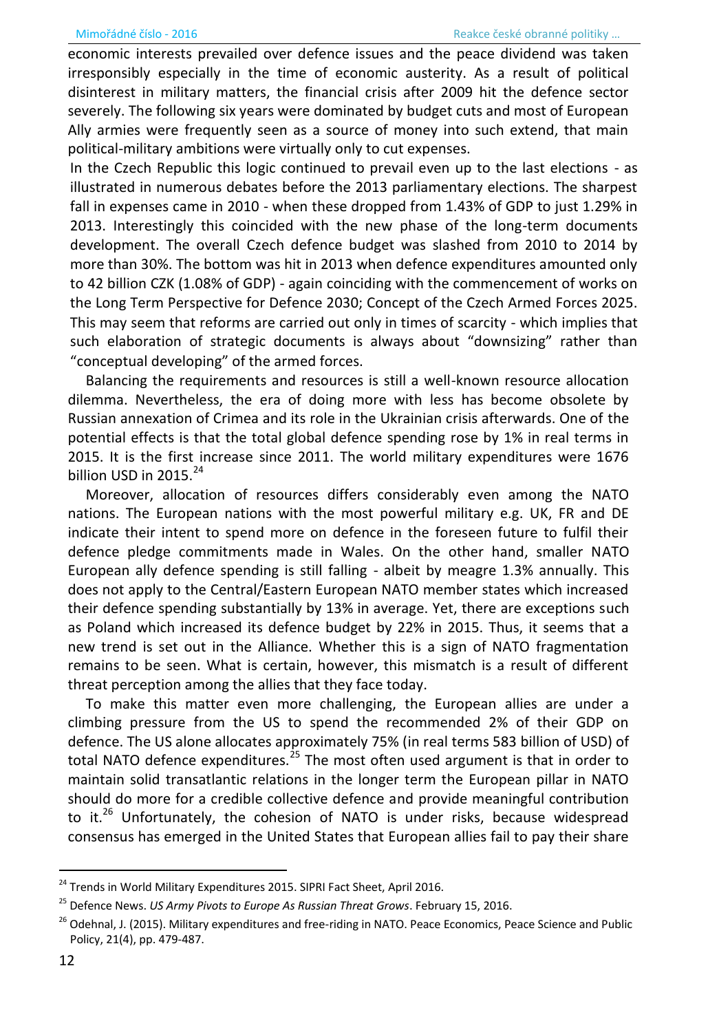economic interests prevailed over defence issues and the peace dividend was taken irresponsibly especially in the time of economic austerity. As a result of political disinterest in military matters, the financial crisis after 2009 hit the defence sector severely. The following six years were dominated by budget cuts and most of European Ally armies were frequently seen as a source of money into such extend, that main political-military ambitions were virtually only to cut expenses.

In the Czech Republic this logic continued to prevail even up to the last elections - as illustrated in numerous debates before the 2013 parliamentary elections. The sharpest fall in expenses came in 2010 - when these dropped from 1.43% of GDP to just 1.29% in 2013. Interestingly this coincided with the new phase of the long-term documents development. The overall Czech defence budget was slashed from 2010 to 2014 by more than 30%. The bottom was hit in 2013 when defence expenditures amounted only to 42 billion CZK (1.08% of GDP) - again coinciding with the commencement of works on the Long Term Perspective for Defence 2030; Concept of the Czech Armed Forces 2025. This may seem that reforms are carried out only in times of scarcity - which implies that such elaboration of strategic documents is always about "downsizing" rather than "conceptual developing" of the armed forces.

Balancing the requirements and resources is still a well-known resource allocation dilemma. Nevertheless, the era of doing more with less has become obsolete by Russian annexation of Crimea and its role in the Ukrainian crisis afterwards. One of the potential effects is that the total global defence spending rose by 1% in real terms in 2015. It is the first increase since 2011. The world military expenditures were 1676 billion USD in 2015.[24]

Moreover, allocation of resources differs considerably even among the NATO nations. The European nations with the most powerful military e.g. UK, FR and DE indicate their intent to spend more on defence in the foreseen future to fulfil their defence pledge commitments made in Wales. On the other hand, smaller NATO European ally defence spending is still falling - albeit by meagre 1.3% annually. This does not apply to the Central/Eastern European NATO member states which increased their defence spending substantially by 13% in average. Yet, there are exceptions such as Poland which increased its defence budget by 22% in 2015. Thus, it seems that a new trend is set out in the Alliance. Whether this is a sign of NATO fragmentation remains to be seen. What is certain, however, this mismatch is a result of different threat perception among the allies that they face today.

To make this matter even more challenging, the European allies are under a climbing pressure from the US to spend the recommended 2% of their GDP on defence. The US alone allocates approximately 75% (in real terms 583 billion of USD) of total NATO defence expenditures.[25] The most often used argument is that in order to maintain solid transatlantic relations in the longer term the European pillar in NATO should do more for a credible collective defence and provide meaningful contribution to it.[26] Unfortunately, the cohesion of NATO is under risks, because widespread consensus has emerged in the United States that European allies fail to pay their share

---

[24] Trends in World Military Expenditures 2015. SIPRI Fact Sheet, April 2016.

[25] Defence News. *US Army Pivots to Europe As Russian Threat Grows*. February 15, 2016.

[26] Odehnal, J. (2015). Military expenditures and free-riding in NATO. Peace Economics, Peace Science and Public Policy, 21(4), pp. 479-487.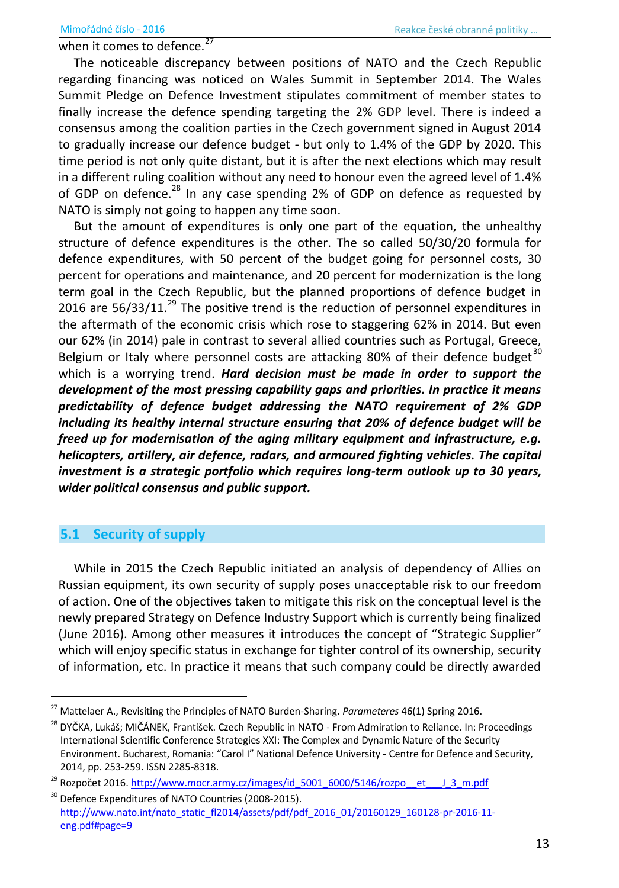when it comes to defence.[27]

The noticeable discrepancy between positions of NATO and the Czech Republic regarding financing was noticed on Wales Summit in September 2014. The Wales Summit Pledge on Defence Investment stipulates commitment of member states to finally increase the defence spending targeting the 2% GDP level. There is indeed a consensus among the coalition parties in the Czech government signed in August 2014 to gradually increase our defence budget - but only to 1.4% of the GDP by 2020. This time period is not only quite distant, but it is after the next elections which may result in a different ruling coalition without any need to honour even the agreed level of 1.4% of GDP on defence.[28] In any case spending 2% of GDP on defence as requested by NATO is simply not going to happen any time soon.

But the amount of expenditures is only one part of the equation, the unhealthy structure of defence expenditures is the other. The so called 50/30/20 formula for defence expenditures, with 50 percent of the budget going for personnel costs, 30 percent for operations and maintenance, and 20 percent for modernization is the long term goal in the Czech Republic, but the planned proportions of defence budget in 2016 are 56/33/11.[29] The positive trend is the reduction of personnel expenditures in the aftermath of the economic crisis which rose to staggering 62% in 2014. But even our 62% (in 2014) pale in contrast to several allied countries such as Portugal, Greece, Belgium or Italy where personnel costs are attacking 80% of their defence budget[30] which is a worrying trend. ***Hard decision must be made in order to support the development of the most pressing capability gaps and priorities. In practice it means predictability of defence budget addressing the NATO requirement of 2% GDP including its healthy internal structure ensuring that 20% of defence budget will be freed up for modernisation of the aging military equipment and infrastructure, e.g. helicopters, artillery, air defence, radars, and armoured fighting vehicles. The capital investment is a strategic portfolio which requires long-term outlook up to 30 years, wider political consensus and public support.***

## 5.1 Security of supply

While in 2015 the Czech Republic initiated an analysis of dependency of Allies on Russian equipment, its own security of supply poses unacceptable risk to our freedom of action. One of the objectives taken to mitigate this risk on the conceptual level is the newly prepared Strategy on Defence Industry Support which is currently being finalized (June 2016). Among other measures it introduces the concept of "Strategic Supplier" which will enjoy specific status in exchange for tighter control of its ownership, security of information, etc. In practice it means that such company could be directly awarded

---

[27] Mattelaer A., Revisiting the Principles of NATO Burden-Sharing. *Parameteres* 46(1) Spring 2016.

[28] DYČKA, Lukáš; MIČÁNEK, František. Czech Republic in NATO - From Admiration to Reliance. In: Proceedings International Scientific Conference Strategies XXI: The Complex and Dynamic Nature of the Security Environment. Bucharest, Romania: "Carol I" National Defence University - Centre for Defence and Security, 2014, pp. 253-259. ISSN 2285-8318.

[29] Rozpočet 2016. http://www.mocr.army.cz/images/id_5001_6000/5146/rozpo__et___J_3_m.pdf

[30] Defence Expenditures of NATO Countries (2008-2015). http://www.nato.int/nato_static_fl2014/assets/pdf/pdf_2016_01/20160129_160128-pr-2016-11-eng.pdf#page=9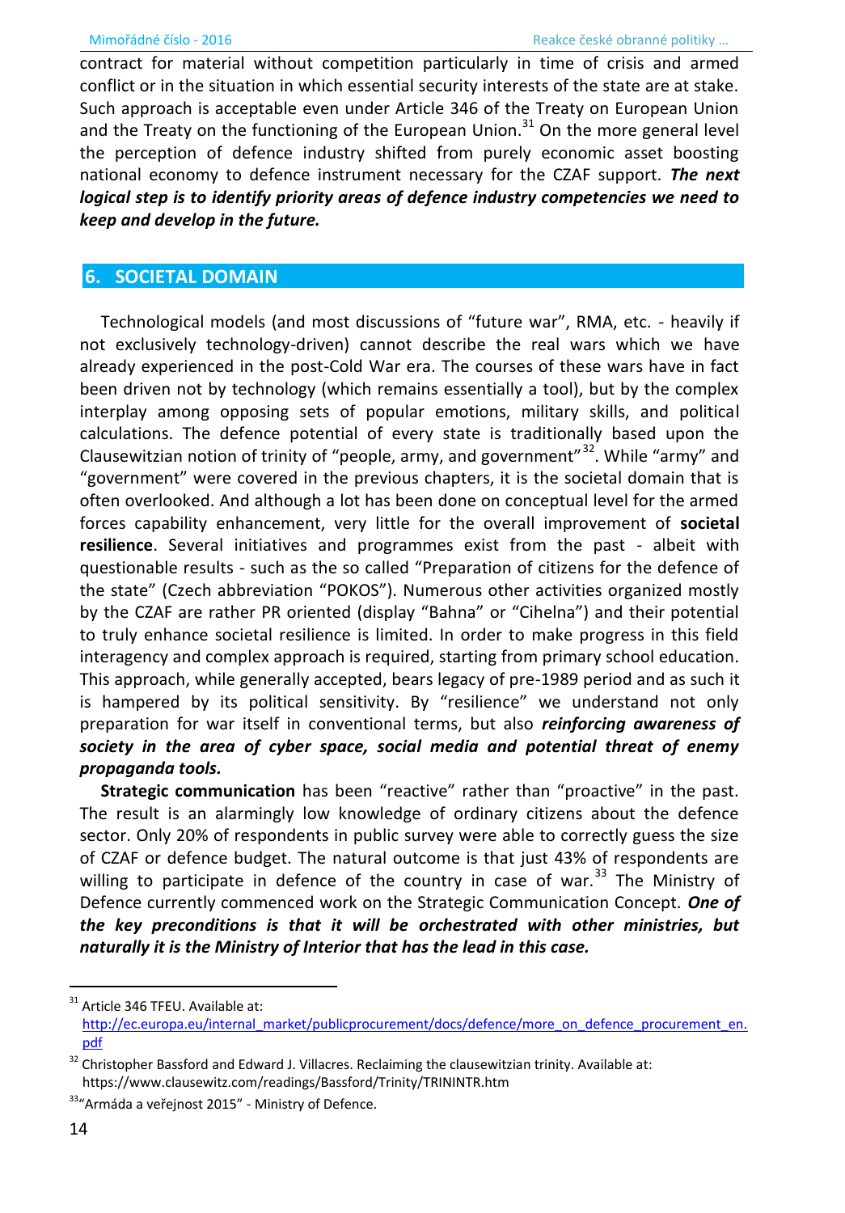contract for material without competition particularly in time of crisis and armed conflict or in the situation in which essential security interests of the state are at stake. Such approach is acceptable even under Article 346 of the Treaty on European Union and the Treaty on the functioning of the European Union.[31] On the more general level the perception of defence industry shifted from purely economic asset boosting national economy to defence instrument necessary for the CZAF support. ***The next logical step is to identify priority areas of defence industry competencies we need to keep and develop in the future.***

## 6. SOCIETAL DOMAIN

Technological models (and most discussions of "future war", RMA, etc. - heavily if not exclusively technology-driven) cannot describe the real wars which we have already experienced in the post-Cold War era. The courses of these wars have in fact been driven not by technology (which remains essentially a tool), but by the complex interplay among opposing sets of popular emotions, military skills, and political calculations. The defence potential of every state is traditionally based upon the Clausewitzian notion of trinity of "people, army, and government"[32]. While "army" and "government" were covered in the previous chapters, it is the societal domain that is often overlooked. And although a lot has been done on conceptual level for the armed forces capability enhancement, very little for the overall improvement of **societal resilience**. Several initiatives and programmes exist from the past - albeit with questionable results - such as the so called "Preparation of citizens for the defence of the state" (Czech abbreviation "POKOS"). Numerous other activities organized mostly by the CZAF are rather PR oriented (display "Bahna" or "Cihelna") and their potential to truly enhance societal resilience is limited. In order to make progress in this field interagency and complex approach is required, starting from primary school education. This approach, while generally accepted, bears legacy of pre-1989 period and as such it is hampered by its political sensitivity. By "resilience" we understand not only preparation for war itself in conventional terms, but also ***reinforcing awareness of society in the area of cyber space, social media and potential threat of enemy propaganda tools.***

**Strategic communication** has been "reactive" rather than "proactive" in the past. The result is an alarmingly low knowledge of ordinary citizens about the defence sector. Only 20% of respondents in public survey were able to correctly guess the size of CZAF or defence budget. The natural outcome is that just 43% of respondents are willing to participate in defence of the country in case of war.[33] The Ministry of Defence currently commenced work on the Strategic Communication Concept. ***One of the key preconditions is that it will be orchestrated with other ministries, but naturally it is the Ministry of Interior that has the lead in this case.***

---

[31] Article 346 TFEU. Available at: http://ec.europa.eu/internal_market/publicprocurement/docs/defence/more_on_defence_procurement_en.pdf

[32] Christopher Bassford and Edward J. Villacres. Reclaiming the clausewitzian trinity. Available at: https://www.clausewitz.com/readings/Bassford/Trinity/TRININTR.htm

[33] "Armáda a veřejnost 2015" - Ministry of Defence.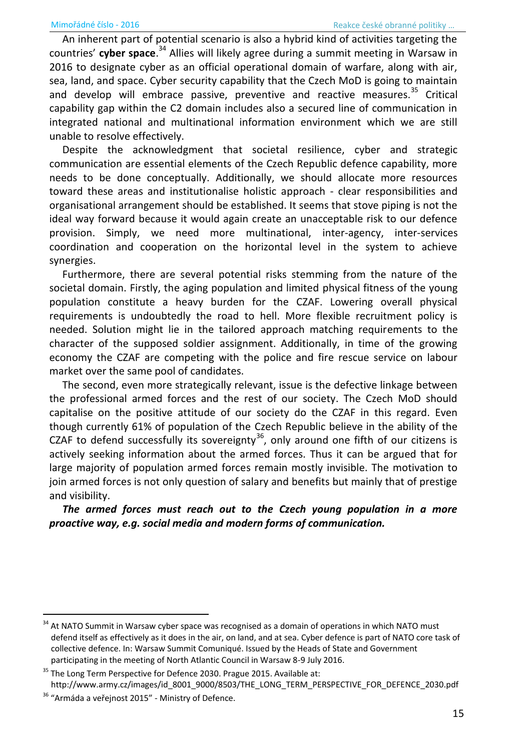An inherent part of potential scenario is also a hybrid kind of activities targeting the countries' **cyber space**.[34] Allies will likely agree during a summit meeting in Warsaw in 2016 to designate cyber as an official operational domain of warfare, along with air, sea, land, and space. Cyber security capability that the Czech MoD is going to maintain and develop will embrace passive, preventive and reactive measures.[35] Critical capability gap within the C2 domain includes also a secured line of communication in integrated national and multinational information environment which we are still unable to resolve effectively.

Despite the acknowledgment that societal resilience, cyber and strategic communication are essential elements of the Czech Republic defence capability, more needs to be done conceptually. Additionally, we should allocate more resources toward these areas and institutionalise holistic approach - clear responsibilities and organisational arrangement should be established. It seems that stove piping is not the ideal way forward because it would again create an unacceptable risk to our defence provision. Simply, we need more multinational, inter-agency, inter-services coordination and cooperation on the horizontal level in the system to achieve synergies.

Furthermore, there are several potential risks stemming from the nature of the societal domain. Firstly, the aging population and limited physical fitness of the young population constitute a heavy burden for the CZAF. Lowering overall physical requirements is undoubtedly the road to hell. More flexible recruitment policy is needed. Solution might lie in the tailored approach matching requirements to the character of the supposed soldier assignment. Additionally, in time of the growing economy the CZAF are competing with the police and fire rescue service on labour market over the same pool of candidates.

The second, even more strategically relevant, issue is the defective linkage between the professional armed forces and the rest of our society. The Czech MoD should capitalise on the positive attitude of our society do the CZAF in this regard. Even though currently 61% of population of the Czech Republic believe in the ability of the CZAF to defend successfully its sovereignty[36], only around one fifth of our citizens is actively seeking information about the armed forces. Thus it can be argued that for large majority of population armed forces remain mostly invisible. The motivation to join armed forces is not only question of salary and benefits but mainly that of prestige and visibility.

***The armed forces must reach out to the Czech young population in a more proactive way, e.g. social media and modern forms of communication.***

---

[34] At NATO Summit in Warsaw cyber space was recognised as a domain of operations in which NATO must defend itself as effectively as it does in the air, on land, and at sea. Cyber defence is part of NATO core task of collective defence. In: Warsaw Summit Comuniqué. Issued by the Heads of State and Government participating in the meeting of North Atlantic Council in Warsaw 8-9 July 2016.

[35] The Long Term Perspective for Defence 2030. Prague 2015. Available at: http://www.army.cz/images/id_8001_9000/8503/THE_LONG_TERM_PERSPECTIVE_FOR_DEFENCE_2030.pdf

[36] "Armáda a veřejnost 2015" - Ministry of Defence.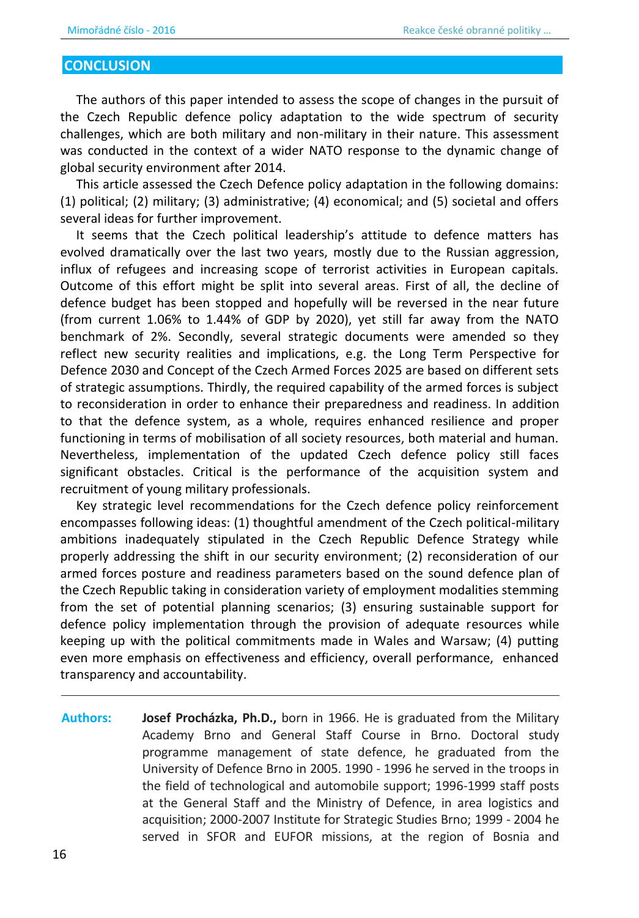## CONCLUSION

The authors of this paper intended to assess the scope of changes in the pursuit of the Czech Republic defence policy adaptation to the wide spectrum of security challenges, which are both military and non-military in their nature. This assessment was conducted in the context of a wider NATO response to the dynamic change of global security environment after 2014.

This article assessed the Czech Defence policy adaptation in the following domains: (1) political; (2) military; (3) administrative; (4) economical; and (5) societal and offers several ideas for further improvement.

It seems that the Czech political leadership's attitude to defence matters has evolved dramatically over the last two years, mostly due to the Russian aggression, influx of refugees and increasing scope of terrorist activities in European capitals. Outcome of this effort might be split into several areas. First of all, the decline of defence budget has been stopped and hopefully will be reversed in the near future (from current 1.06% to 1.44% of GDP by 2020), yet still far away from the NATO benchmark of 2%. Secondly, several strategic documents were amended so they reflect new security realities and implications, e.g. the Long Term Perspective for Defence 2030 and Concept of the Czech Armed Forces 2025 are based on different sets of strategic assumptions. Thirdly, the required capability of the armed forces is subject to reconsideration in order to enhance their preparedness and readiness. In addition to that the defence system, as a whole, requires enhanced resilience and proper functioning in terms of mobilisation of all society resources, both material and human. Nevertheless, implementation of the updated Czech defence policy still faces significant obstacles. Critical is the performance of the acquisition system and recruitment of young military professionals.

Key strategic level recommendations for the Czech defence policy reinforcement encompasses following ideas: (1) thoughtful amendment of the Czech political-military ambitions inadequately stipulated in the Czech Republic Defence Strategy while properly addressing the shift in our security environment; (2) reconsideration of our armed forces posture and readiness parameters based on the sound defence plan of the Czech Republic taking in consideration variety of employment modalities stemming from the set of potential planning scenarios; (3) ensuring sustainable support for defence policy implementation through the provision of adequate resources while keeping up with the political commitments made in Wales and Warsaw; (4) putting even more emphasis on effectiveness and efficiency, overall performance, enhanced transparency and accountability.

---

**Authors:** **Josef Procházka, Ph.D.,** born in 1966. He is graduated from the Military Academy Brno and General Staff Course in Brno. Doctoral study programme management of state defence, he graduated from the University of Defence Brno in 2005. 1990 - 1996 he served in the troops in the field of technological and automobile support; 1996-1999 staff posts at the General Staff and the Ministry of Defence, in area logistics and acquisition; 2000-2007 Institute for Strategic Studies Brno; 1999 - 2004 he served in SFOR and EUFOR missions, at the region of Bosnia and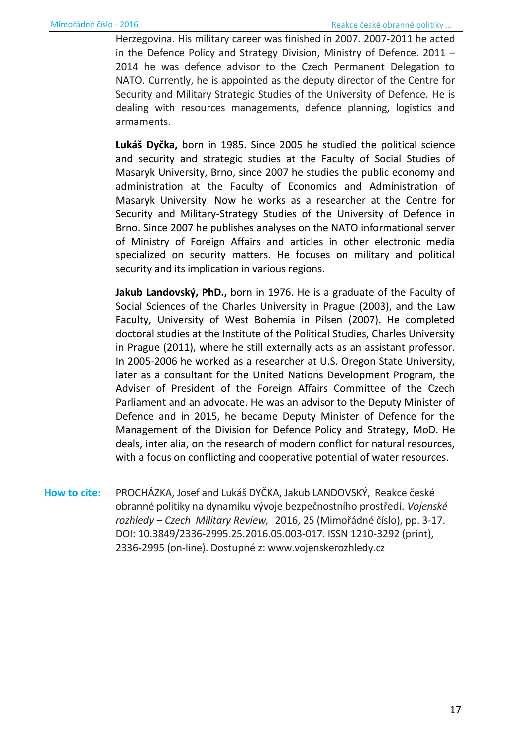Herzegovina. His military career was finished in 2007. 2007-2011 he acted in the Defence Policy and Strategy Division, Ministry of Defence. 2011 – 2014 he was defence advisor to the Czech Permanent Delegation to NATO. Currently, he is appointed as the deputy director of the Centre for Security and Military Strategic Studies of the University of Defence. He is dealing with resources managements, defence planning, logistics and armaments.

**Lukáš Dyčka,** born in 1985. Since 2005 he studied the political science and security and strategic studies at the Faculty of Social Studies of Masaryk University, Brno, since 2007 he studies the public economy and administration at the Faculty of Economics and Administration of Masaryk University. Now he works as a researcher at the Centre for Security and Military-Strategy Studies of the University of Defence in Brno. Since 2007 he publishes analyses on the NATO informational server of Ministry of Foreign Affairs and articles in other electronic media specialized on security matters. He focuses on military and political security and its implication in various regions.

**Jakub Landovský, PhD.,** born in 1976. He is a graduate of the Faculty of Social Sciences of the Charles University in Prague (2003), and the Law Faculty, University of West Bohemia in Pilsen (2007). He completed doctoral studies at the Institute of the Political Studies, Charles University in Prague (2011), where he still externally acts as an assistant professor. In 2005-2006 he worked as a researcher at U.S. Oregon State University, later as a consultant for the United Nations Development Program, the Adviser of President of the Foreign Affairs Committee of the Czech Parliament and an advocate. He was an advisor to the Deputy Minister of Defence and in 2015, he became Deputy Minister of Defence for the Management of the Division for Defence Policy and Strategy, MoD. He deals, inter alia, on the research of modern conflict for natural resources, with a focus on conflicting and cooperative potential of water resources.

---

**How to cite:** PROCHÁZKA, Josef and Lukáš DYČKA, Jakub LANDOVSKÝ, Reakce české obranné politiky na dynamiku vývoje bezpečnostního prostředí. *Vojenské rozhledy – Czech Military Review,* 2016, 25 (Mimořádné číslo), pp. 3-17. DOI: 10.3849/2336-2995.25.2016.05.003-017. ISSN 1210-3292 (print), 2336-2995 (on-line). Dostupné z: www.vojenskerozhledy.cz